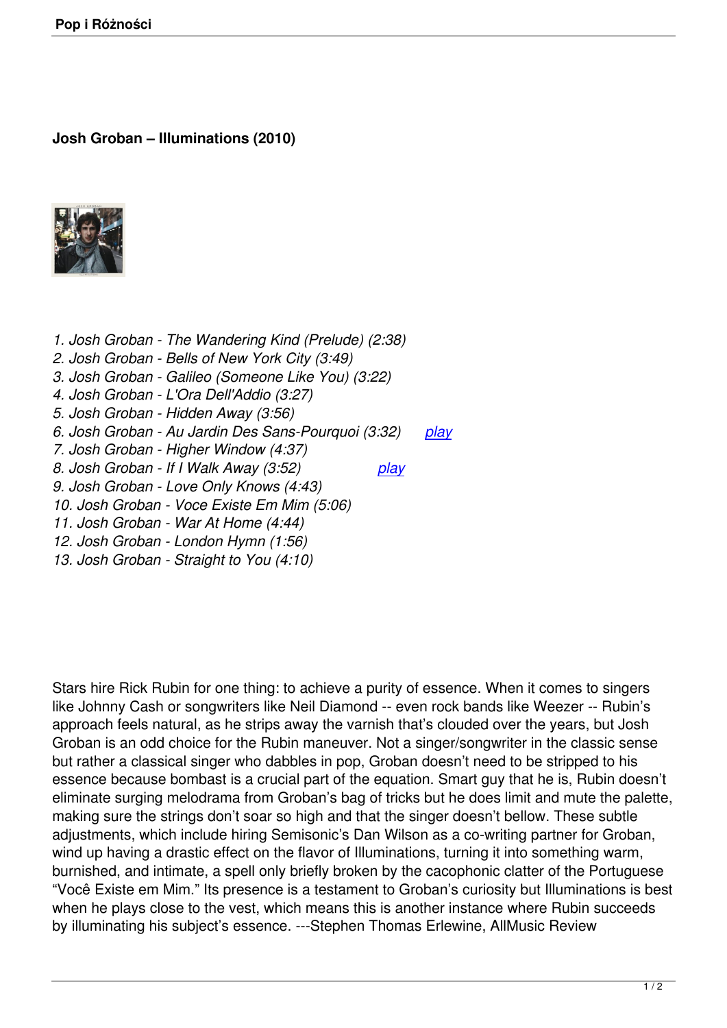# Josh Groban – Illuminations (2010)

*1. Josh Groban - The Wandering Kind (Prelude) (2:38)*
*2. Josh Groban - Bells of New York City (3:49)*
*3. Josh Groban - Galileo (Someone Like You) (3:22)*
*4. Josh Groban - L'Ora Dell'Addio (3:27)*
*5. Josh Groban - Hidden Away (3:56)*
*6. Josh Groban - Au Jardin Des Sans-Pourquoi (3:32)* play
*7. Josh Groban - Higher Window (4:37)*
*8. Josh Groban - If I Walk Away (3:52)* play
*9. Josh Groban - Love Only Knows (4:43)*
*10. Josh Groban - Voce Existe Em Mim (5:06)*
*11. Josh Groban - War At Home (4:44)*
*12. Josh Groban - London Hymn (1:56)*
*13. Josh Groban - Straight to You (4:10)*

Stars hire Rick Rubin for one thing: to achieve a purity of essence. When it comes to singers like Johnny Cash or songwriters like Neil Diamond -- even rock bands like Weezer -- Rubin's approach feels natural, as he strips away the varnish that's clouded over the years, but Josh Groban is an odd choice for the Rubin maneuver. Not a singer/songwriter in the classic sense but rather a classical singer who dabbles in pop, Groban doesn't need to be stripped to his essence because bombast is a crucial part of the equation. Smart guy that he is, Rubin doesn't eliminate surging melodrama from Groban's bag of tricks but he does limit and mute the palette, making sure the strings don't soar so high and that the singer doesn't bellow. These subtle adjustments, which include hiring Semisonic's Dan Wilson as a co-writing partner for Groban, wind up having a drastic effect on the flavor of Illuminations, turning it into something warm, burnished, and intimate, a spell only briefly broken by the cacophonic clatter of the Portuguese "Você Existe em Mim." Its presence is a testament to Groban's curiosity but Illuminations is best when he plays close to the vest, which means this is another instance where Rubin succeeds by illuminating his subject's essence. ---Stephen Thomas Erlewine, AllMusic Review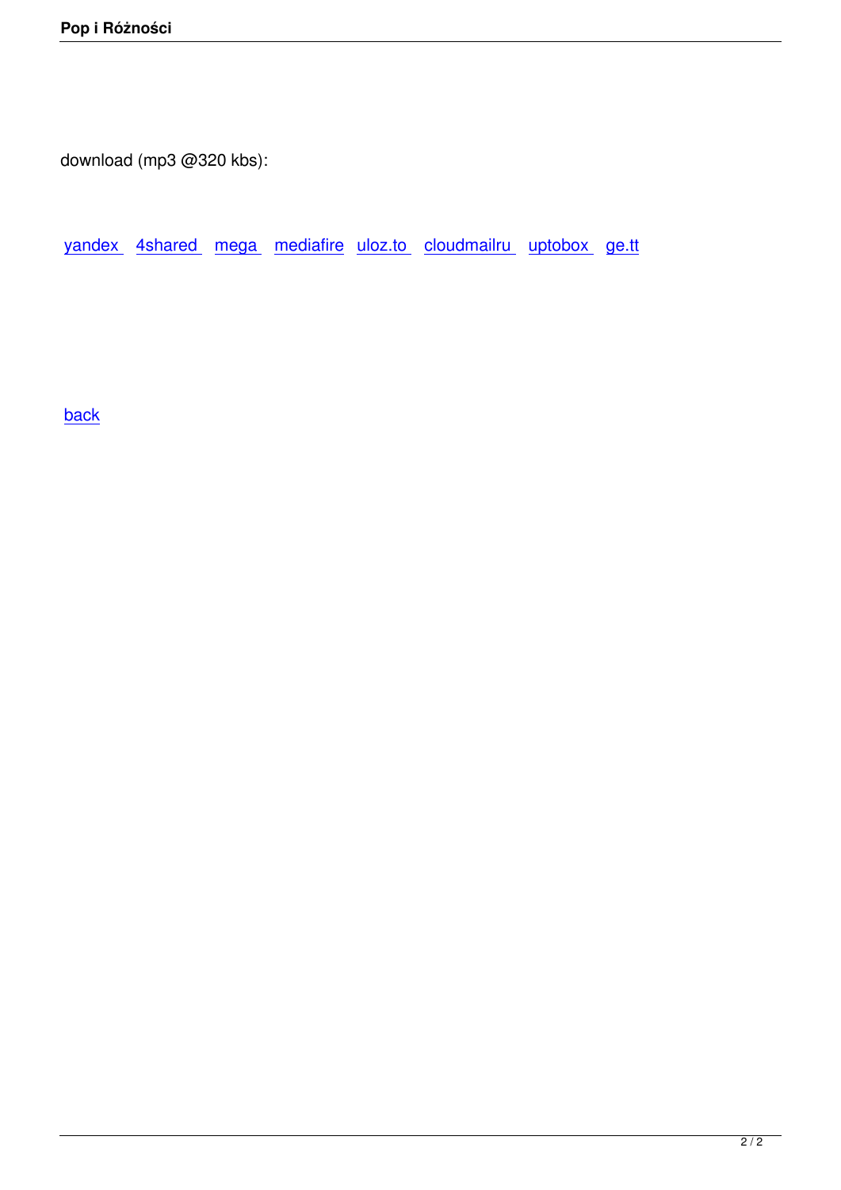download (mp3 @320 kbs):

yandex 4shared mega mediafire uloz.to cloudmailru uptobox ge.tt

back